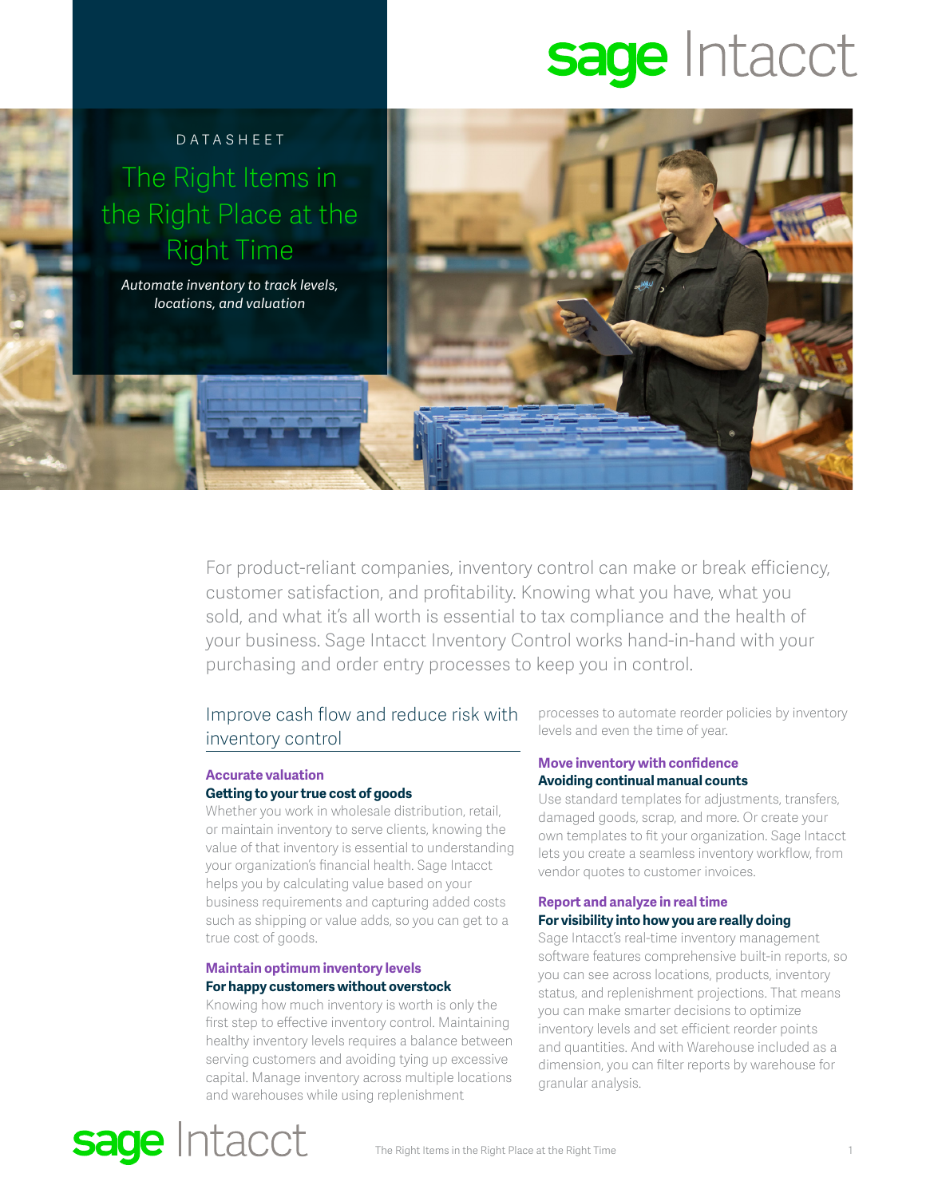sage Intacct

DATASHEET

# The Right Items in the Right Place at the Right Time

*Automate inventory to track levels, locations, and valuation*

For product-reliant companies, inventory control can make or break efficiency, customer satisfaction, and profitability. Knowing what you have, what you sold, and what it's all worth is essential to tax compliance and the health of your business. Sage Intacct Inventory Control works hand-in-hand with your purchasing and order entry processes to keep you in control.

## Improve cash flow and reduce risk with inventory control

### Accurate valuation

**Getting to your true cost of goods**

Whether you work in wholesale distribution, retail, or maintain inventory to serve clients, knowing the value of that inventory is essential to understanding your organization's financial health. Sage Intacct helps you by calculating value based on your business requirements and capturing added costs such as shipping or value adds, so you can get to a true cost of goods.

### Maintain optimum inventory levels

**For happy customers without overstock**

Knowing how much inventory is worth is only the first step to effective inventory control. Maintaining healthy inventory levels requires a balance between serving customers and avoiding tying up excessive capital. Manage inventory across multiple locations and warehouses while using replenishment processes to automate reorder policies by inventory levels and even the time of year.

### Move inventory with confidence

**Avoiding continual manual counts**

Use standard templates for adjustments, transfers, damaged goods, scrap, and more. Or create your own templates to fit your organization. Sage Intacct lets you create a seamless inventory workflow, from vendor quotes to customer invoices.

### Report and analyze in real time

**For visibility into how you are really doing**

Sage Intacct's real-time inventory management software features comprehensive built-in reports, so you can see across locations, products, inventory status, and replenishment projections. That means you can make smarter decisions to optimize inventory levels and set efficient reorder points and quantities. And with Warehouse included as a dimension, you can filter reports by warehouse for granular analysis.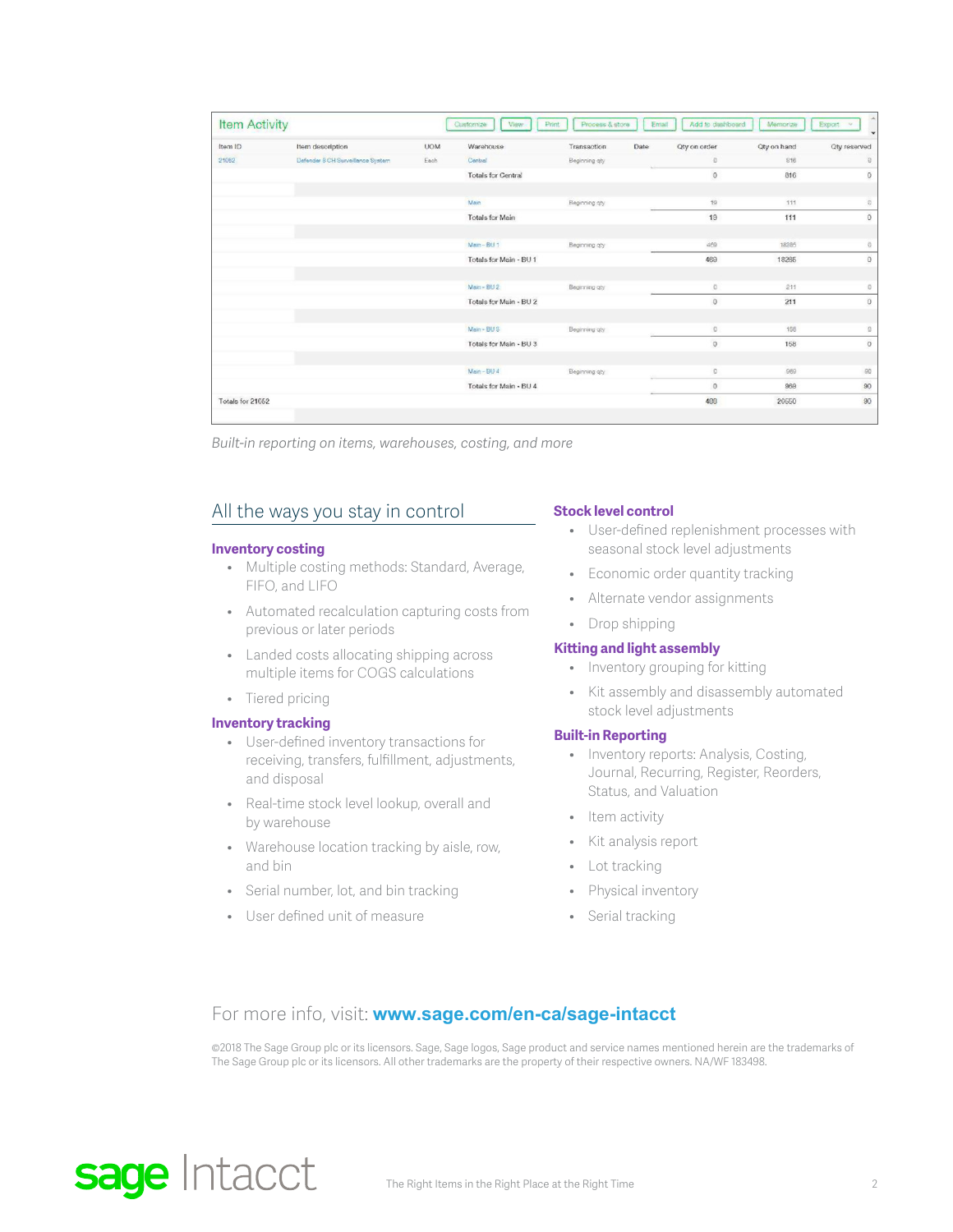**Item Activity**

| Item ID | Item description | UOM | Warehouse | Transaction | Date | Qty on order | Qty on hand | Qty reserved |
|---|---|---|---|---|---|---|---|---|
| 21052 | Defender 8 CH Surveillance System | Each | Central | Beginning qty | | 0 | 816 | 0 |
| | | | Totals for Central | | | 0 | 816 | 0 |
| | | | Main | Beginning qty | | 19 | 111 | 0 |
| | | | Totals for Main | | | 19 | 111 | 0 |
| | | | Main - BU 1 | Beginning qty | | 469 | 18285 | 0 |
| | | | Totals for Main - BU 1 | | | 469 | 18285 | 0 |
| | | | Main - BU 2 | Beginning qty | | 0 | 211 | 0 |
| | | | Totals for Main - BU 2 | | | 0 | 211 | 0 |
| | | | Main - BU 3 | Beginning qty | | 0 | 158 | 0 |
| | | | Totals for Main - BU 3 | | | 0 | 158 | 0 |
| | | | Main - BU 4 | Beginning qty | | 0 | 969 | 80 |
| | | | Totals for Main - BU 4 | | | 0 | 969 | 80 |
| Totals for 21052 | | | | | | 488 | 20550 | 80 |

*Built-in reporting on items, warehouses, costing, and more*

## All the ways you stay in control

### Inventory costing

- Multiple costing methods: Standard, Average, FIFO, and LIFO
- Automated recalculation capturing costs from previous or later periods
- Landed costs allocating shipping across multiple items for COGS calculations
- Tiered pricing

### Inventory tracking

- User-defined inventory transactions for receiving, transfers, fulfillment, adjustments, and disposal
- Real-time stock level lookup, overall and by warehouse
- Warehouse location tracking by aisle, row, and bin
- Serial number, lot, and bin tracking
- User defined unit of measure

### Stock level control

- User-defined replenishment processes with seasonal stock level adjustments
- Economic order quantity tracking
- Alternate vendor assignments
- Drop shipping

### Kitting and light assembly

- Inventory grouping for kitting
- Kit assembly and disassembly automated stock level adjustments

### Built-in Reporting

- Inventory reports: Analysis, Costing, Journal, Recurring, Register, Reorders, Status, and Valuation
- Item activity
- Kit analysis report
- Lot tracking
- Physical inventory
- Serial tracking

For more info, visit: **www.sage.com/en-ca/sage-intacct**

©2018 The Sage Group plc or its licensors. Sage, Sage logos, Sage product and service names mentioned herein are the trademarks of The Sage Group plc or its licensors. All other trademarks are the property of their respective owners. NA/WF 183498.

sage Intacct